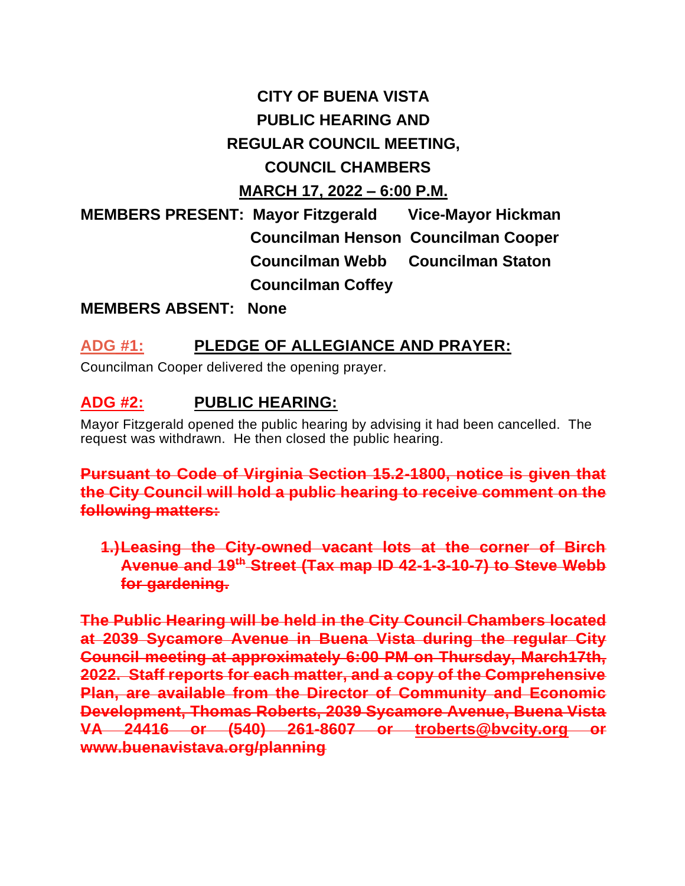# CITY OF BUENA VISTA
# PUBLIC HEARING AND
# REGULAR COUNCIL MEETING,
# COUNCIL CHAMBERS
# MARCH 17, 2022 – 6:00 P.M.

**MEMBERS PRESENT:** **Mayor Fitzgerald** **Vice-Mayor Hickman**
**Councilman Henson** **Councilman Cooper**
**Councilman Webb** **Councilman Staton**
**Councilman Coffey**

**MEMBERS ABSENT: None**

## ADG #1: PLEDGE OF ALLEGIANCE AND PRAYER:

Councilman Cooper delivered the opening prayer.

## ADG #2: PUBLIC HEARING:

Mayor Fitzgerald opened the public hearing by advising it had been cancelled. The request was withdrawn. He then closed the public hearing.

~~**Pursuant to Code of Virginia Section 15.2-1800, notice is given that the City Council will hold a public hearing to receive comment on the following matters:**~~

1.) ~~**Leasing the City-owned vacant lots at the corner of Birch Avenue and 19th Street (Tax map ID 42-1-3-10-7) to Steve Webb for gardening.**~~

~~**The Public Hearing will be held in the City Council Chambers located at 2039 Sycamore Avenue in Buena Vista during the regular City Council meeting at approximately 6:00 PM on Thursday, March17th, 2022. Staff reports for each matter, and a copy of the Comprehensive Plan, are available from the Director of Community and Economic Development, Thomas Roberts, 2039 Sycamore Avenue, Buena Vista VA 24416 or (540) 261-8607 or troberts@bvcity.org or www.buenavistava.org/planning**~~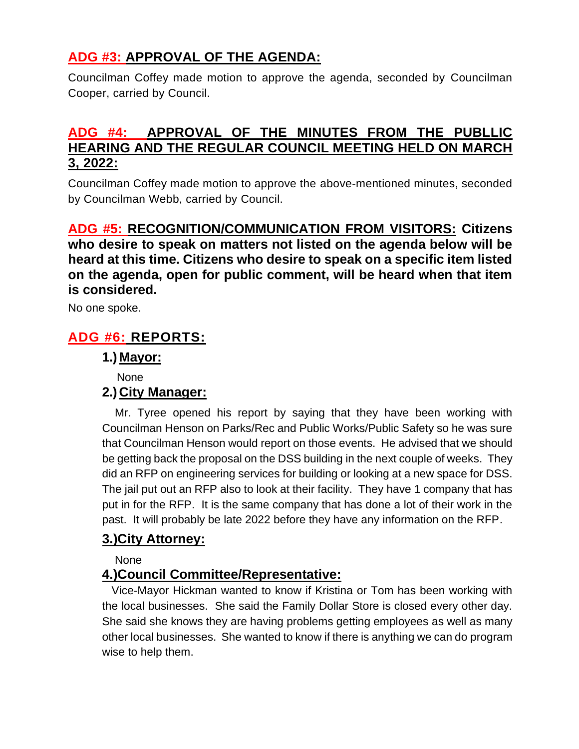## ADG #3: APPROVAL OF THE AGENDA:

Councilman Coffey made motion to approve the agenda, seconded by Councilman Cooper, carried by Council.

## ADG #4: APPROVAL OF THE MINUTES FROM THE PUBLLIC HEARING AND THE REGULAR COUNCIL MEETING HELD ON MARCH 3, 2022:

Councilman Coffey made motion to approve the above-mentioned minutes, seconded by Councilman Webb, carried by Council.

## ADG #5: RECOGNITION/COMMUNICATION FROM VISITORS: Citizens who desire to speak on matters not listed on the agenda below will be heard at this time. Citizens who desire to speak on a specific item listed on the agenda, open for public comment, will be heard when that item is considered.

No one spoke.

## ADG #6: REPORTS:

### 1.) Mayor:

None

### 2.) City Manager:

Mr. Tyree opened his report by saying that they have been working with Councilman Henson on Parks/Rec and Public Works/Public Safety so he was sure that Councilman Henson would report on those events. He advised that we should be getting back the proposal on the DSS building in the next couple of weeks. They did an RFP on engineering services for building or looking at a new space for DSS. The jail put out an RFP also to look at their facility. They have 1 company that has put in for the RFP. It is the same company that has done a lot of their work in the past. It will probably be late 2022 before they have any information on the RFP.

### 3.) City Attorney:

None

### 4.) Council Committee/Representative:

Vice-Mayor Hickman wanted to know if Kristina or Tom has been working with the local businesses. She said the Family Dollar Store is closed every other day. She said she knows they are having problems getting employees as well as many other local businesses. She wanted to know if there is anything we can do program wise to help them.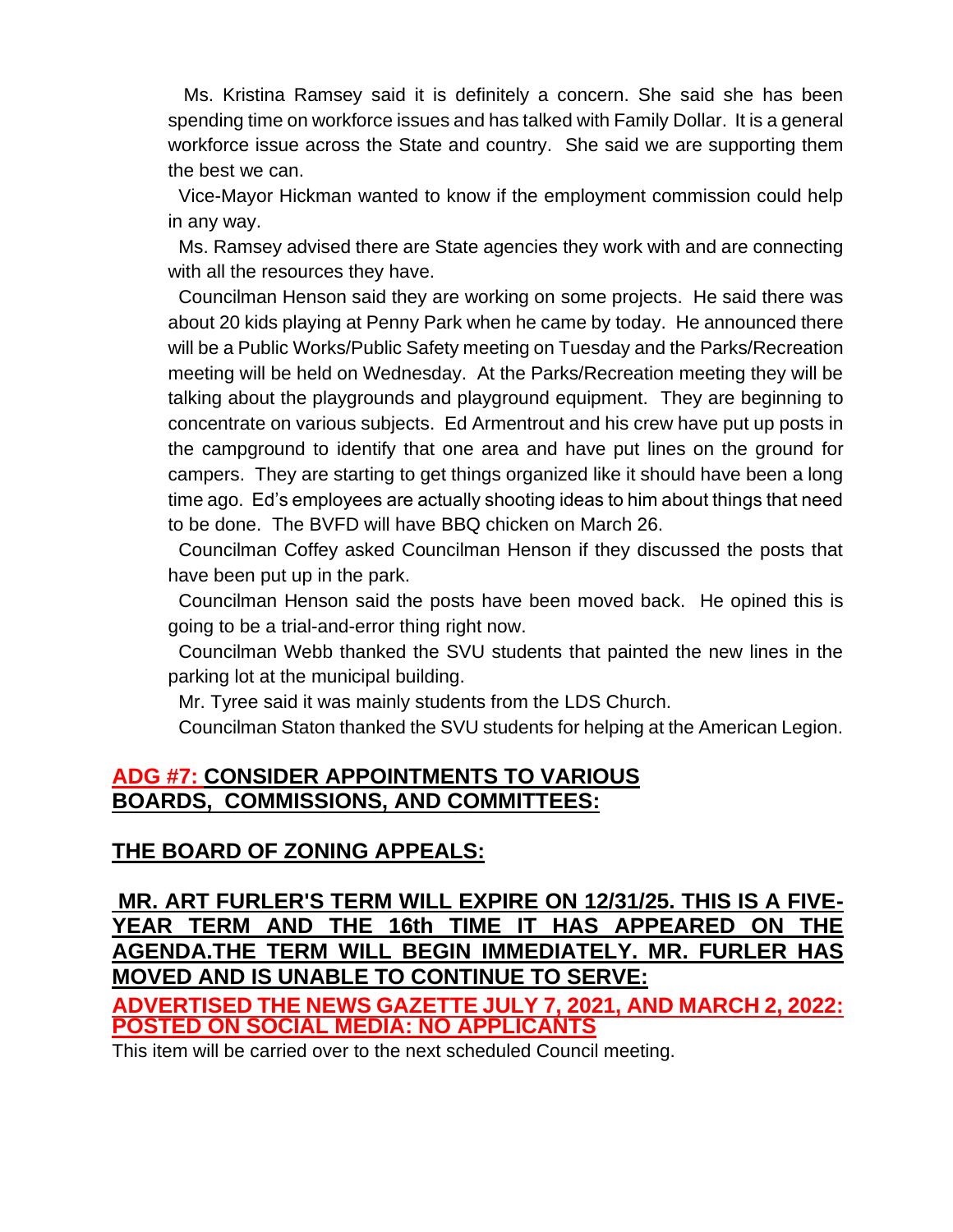Ms. Kristina Ramsey said it is definitely a concern. She said she has been spending time on workforce issues and has talked with Family Dollar. It is a general workforce issue across the State and country. She said we are supporting them the best we can.

Vice-Mayor Hickman wanted to know if the employment commission could help in any way.

Ms. Ramsey advised there are State agencies they work with and are connecting with all the resources they have.

Councilman Henson said they are working on some projects. He said there was about 20 kids playing at Penny Park when he came by today. He announced there will be a Public Works/Public Safety meeting on Tuesday and the Parks/Recreation meeting will be held on Wednesday. At the Parks/Recreation meeting they will be talking about the playgrounds and playground equipment. They are beginning to concentrate on various subjects. Ed Armentrout and his crew have put up posts in the campground to identify that one area and have put lines on the ground for campers. They are starting to get things organized like it should have been a long time ago. Ed's employees are actually shooting ideas to him about things that need to be done. The BVFD will have BBQ chicken on March 26.

Councilman Coffey asked Councilman Henson if they discussed the posts that have been put up in the park.

Councilman Henson said the posts have been moved back. He opined this is going to be a trial-and-error thing right now.

Councilman Webb thanked the SVU students that painted the new lines in the parking lot at the municipal building.

Mr. Tyree said it was mainly students from the LDS Church.

Councilman Staton thanked the SVU students for helping at the American Legion.

## ADG #7: CONSIDER APPOINTMENTS TO VARIOUS BOARDS, COMMISSIONS, AND COMMITTEES:

### THE BOARD OF ZONING APPEALS:

**MR. ART FURLER'S TERM WILL EXPIRE ON 12/31/25. THIS IS A FIVE-YEAR TERM AND THE 16th TIME IT HAS APPEARED ON THE AGENDA.THE TERM WILL BEGIN IMMEDIATELY. MR. FURLER HAS MOVED AND IS UNABLE TO CONTINUE TO SERVE:**

**ADVERTISED THE NEWS GAZETTE JULY 7, 2021, AND MARCH 2, 2022: POSTED ON SOCIAL MEDIA: NO APPLICANTS**

This item will be carried over to the next scheduled Council meeting.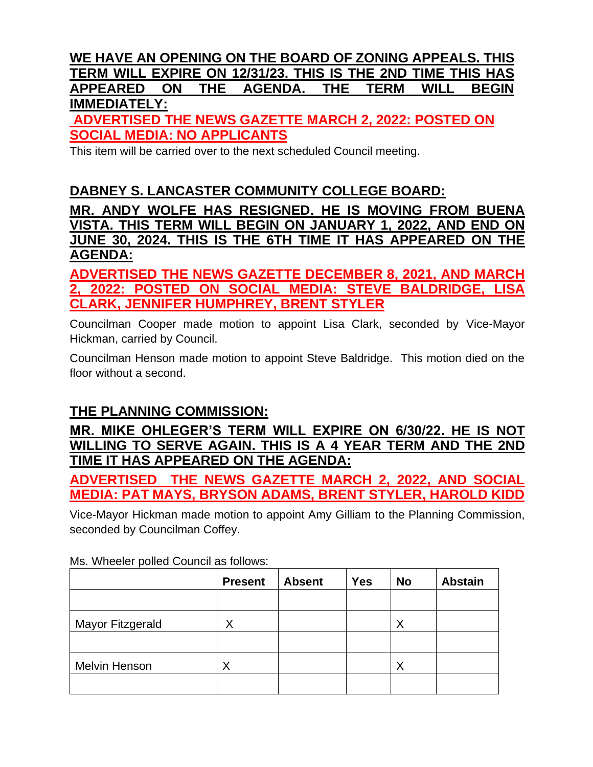**WE HAVE AN OPENING ON THE BOARD OF ZONING APPEALS. THIS TERM WILL EXPIRE ON 12/31/23. THIS IS THE 2ND TIME THIS HAS APPEARED ON THE AGENDA. THE TERM WILL BEGIN IMMEDIATELY:**

**ADVERTISED THE NEWS GAZETTE MARCH 2, 2022: POSTED ON SOCIAL MEDIA: NO APPLICANTS**

This item will be carried over to the next scheduled Council meeting.

**DABNEY S. LANCASTER COMMUNITY COLLEGE BOARD:**

**MR. ANDY WOLFE HAS RESIGNED. HE IS MOVING FROM BUENA VISTA. THIS TERM WILL BEGIN ON JANUARY 1, 2022, AND END ON JUNE 30, 2024. THIS IS THE 6TH TIME IT HAS APPEARED ON THE AGENDA:**

**ADVERTISED THE NEWS GAZETTE DECEMBER 8, 2021, AND MARCH 2, 2022: POSTED ON SOCIAL MEDIA: STEVE BALDRIDGE, LISA CLARK, JENNIFER HUMPHREY, BRENT STYLER**

Councilman Cooper made motion to appoint Lisa Clark, seconded by Vice-Mayor Hickman, carried by Council.

Councilman Henson made motion to appoint Steve Baldridge. This motion died on the floor without a second.

**THE PLANNING COMMISSION:**

**MR. MIKE OHLEGER'S TERM WILL EXPIRE ON 6/30/22. HE IS NOT WILLING TO SERVE AGAIN. THIS IS A 4 YEAR TERM AND THE 2ND TIME IT HAS APPEARED ON THE AGENDA:**

**ADVERTISED THE NEWS GAZETTE MARCH 2, 2022, AND SOCIAL MEDIA: PAT MAYS, BRYSON ADAMS, BRENT STYLER, HAROLD KIDD**

Vice-Mayor Hickman made motion to appoint Amy Gilliam to the Planning Commission, seconded by Councilman Coffey.

Ms. Wheeler polled Council as follows:

| | Present | Absent | Yes | No | Abstain |
|---|---|---|---|---|---|
| | | | | | |
| Mayor Fitzgerald | X | | | X | |
| | | | | | |
| Melvin Henson | X | | | X | |
| | | | | | |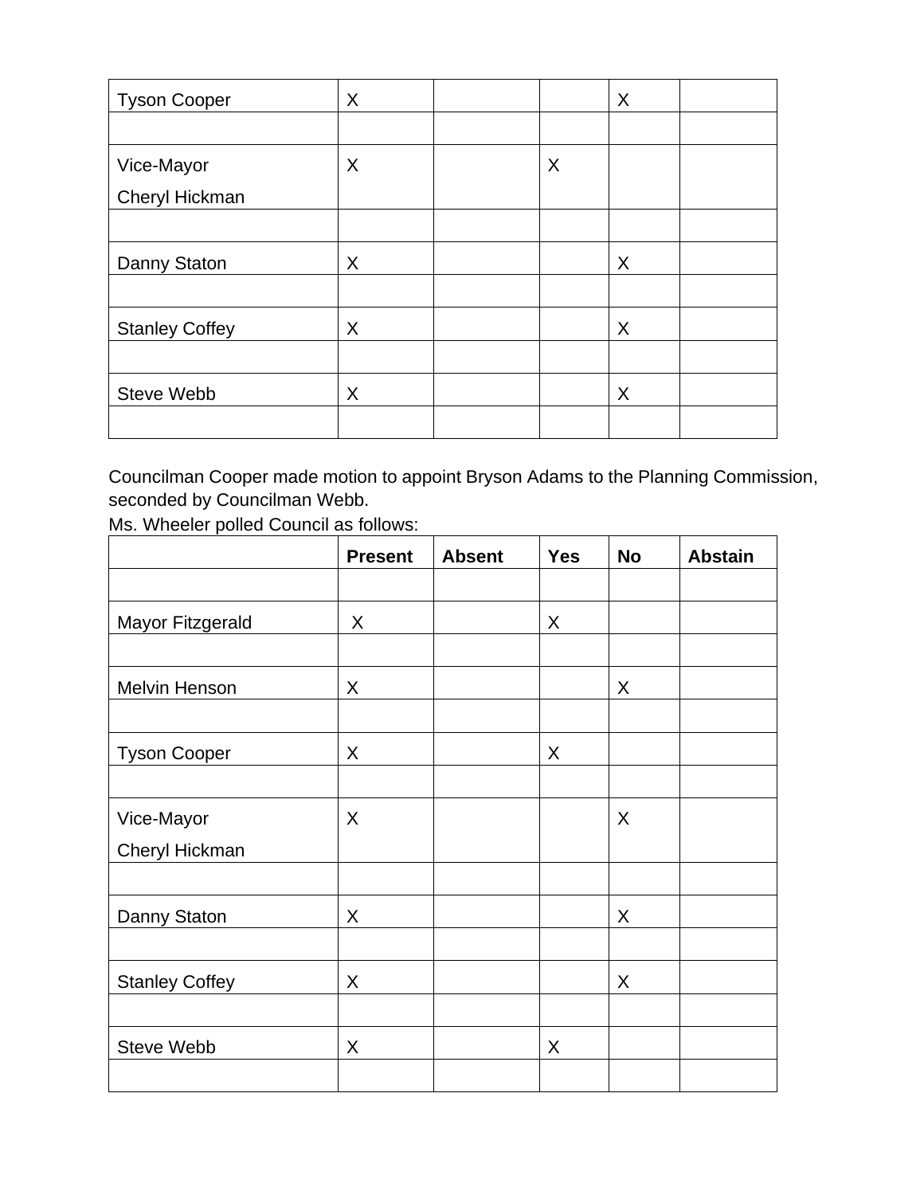| | | | | | |
|---|---|---|---|---|---|
| Tyson Cooper | X | | | X | |
| | | | | | |
| Vice-Mayor Cheryl Hickman | X | | X | | |
| | | | | | |
| Danny Staton | X | | | X | |
| | | | | | |
| Stanley Coffey | X | | | X | |
| | | | | | |
| Steve Webb | X | | | X | |
| | | | | | |

Councilman Cooper made motion to appoint Bryson Adams to the Planning Commission, seconded by Councilman Webb.
Ms. Wheeler polled Council as follows:

| | **Present** | **Absent** | **Yes** | **No** | **Abstain** |
|---|---|---|---|---|---|
| | | | | | |
| Mayor Fitzgerald | X | | X | | |
| | | | | | |
| Melvin Henson | X | | | X | |
| | | | | | |
| Tyson Cooper | X | | X | | |
| | | | | | |
| Vice-Mayor Cheryl Hickman | X | | | X | |
| | | | | | |
| Danny Staton | X | | | X | |
| | | | | | |
| Stanley Coffey | X | | | X | |
| | | | | | |
| Steve Webb | X | | X | | |
| | | | | | |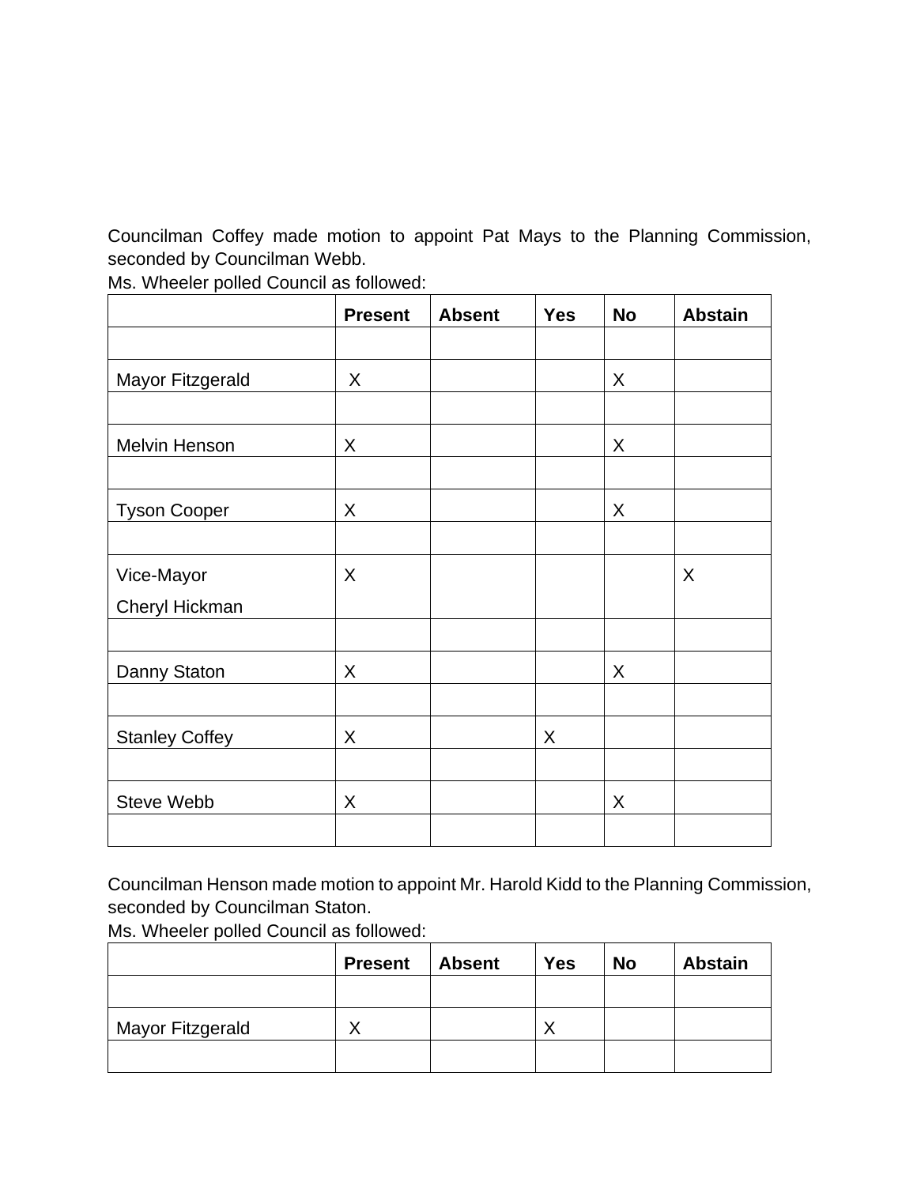Councilman Coffey made motion to appoint Pat Mays to the Planning Commission, seconded by Councilman Webb.
Ms. Wheeler polled Council as followed:

| | Present | Absent | Yes | No | Abstain |
|---|---|---|---|---|---|
| | | | | | |
| Mayor Fitzgerald | X | | | X | |
| | | | | | |
| Melvin Henson | X | | | X | |
| | | | | | |
| Tyson Cooper | X | | | X | |
| | | | | | |
| Vice-Mayor Cheryl Hickman | X | | | | X |
| | | | | | |
| Danny Staton | X | | | X | |
| | | | | | |
| Stanley Coffey | X | | X | | |
| | | | | | |
| Steve Webb | X | | | X | |
| | | | | | |

Councilman Henson made motion to appoint Mr. Harold Kidd to the Planning Commission, seconded by Councilman Staton.
Ms. Wheeler polled Council as followed:

| | Present | Absent | Yes | No | Abstain |
|---|---|---|---|---|---|
| | | | | | |
| Mayor Fitzgerald | X | | X | | |
| | | | | | |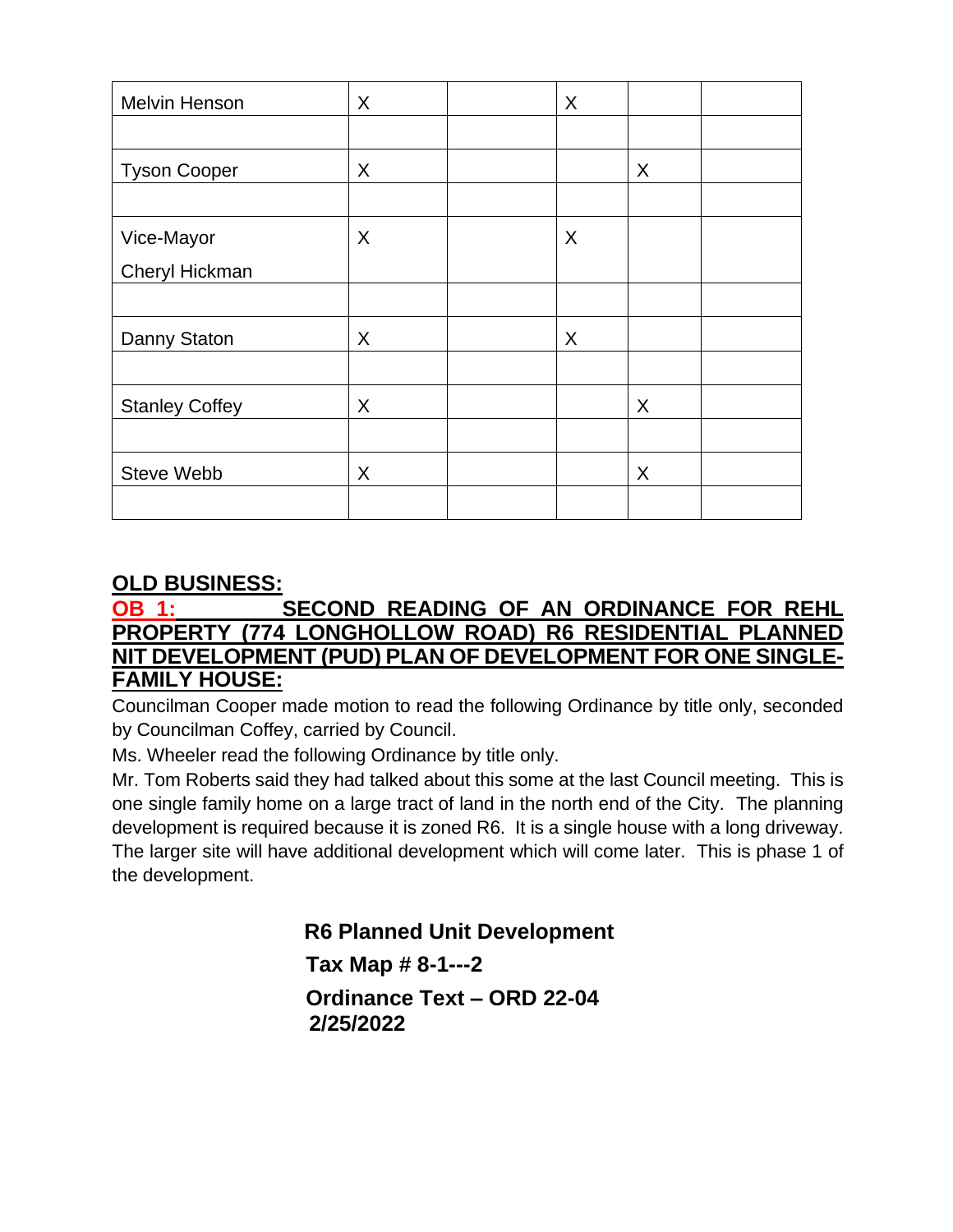| | | | | | |
|---|---|---|---|---|---|
| Melvin Henson | X | | X | | |
| | | | | | |
| Tyson Cooper | X | | | X | |
| | | | | | |
| Vice-Mayor Cheryl Hickman | X | | X | | |
| | | | | | |
| Danny Staton | X | | X | | |
| | | | | | |
| Stanley Coffey | X | | | X | |
| | | | | | |
| Steve Webb | X | | | X | |
| | | | | | |

## OLD BUSINESS:

### OB 1: SECOND READING OF AN ORDINANCE FOR REHL PROPERTY (774 LONGHOLLOW ROAD) R6 RESIDENTIAL PLANNED NIT DEVELOPMENT (PUD) PLAN OF DEVELOPMENT FOR ONE SINGLE-FAMILY HOUSE:

Councilman Cooper made motion to read the following Ordinance by title only, seconded by Councilman Coffey, carried by Council.

Ms. Wheeler read the following Ordinance by title only.

Mr. Tom Roberts said they had talked about this some at the last Council meeting. This is one single family home on a large tract of land in the north end of the City. The planning development is required because it is zoned R6. It is a single house with a long driveway. The larger site will have additional development which will come later. This is phase 1 of the development.

**R6 Planned Unit Development**

**Tax Map # 8-1---2**

**Ordinance Text – ORD 22-04**
**2/25/2022**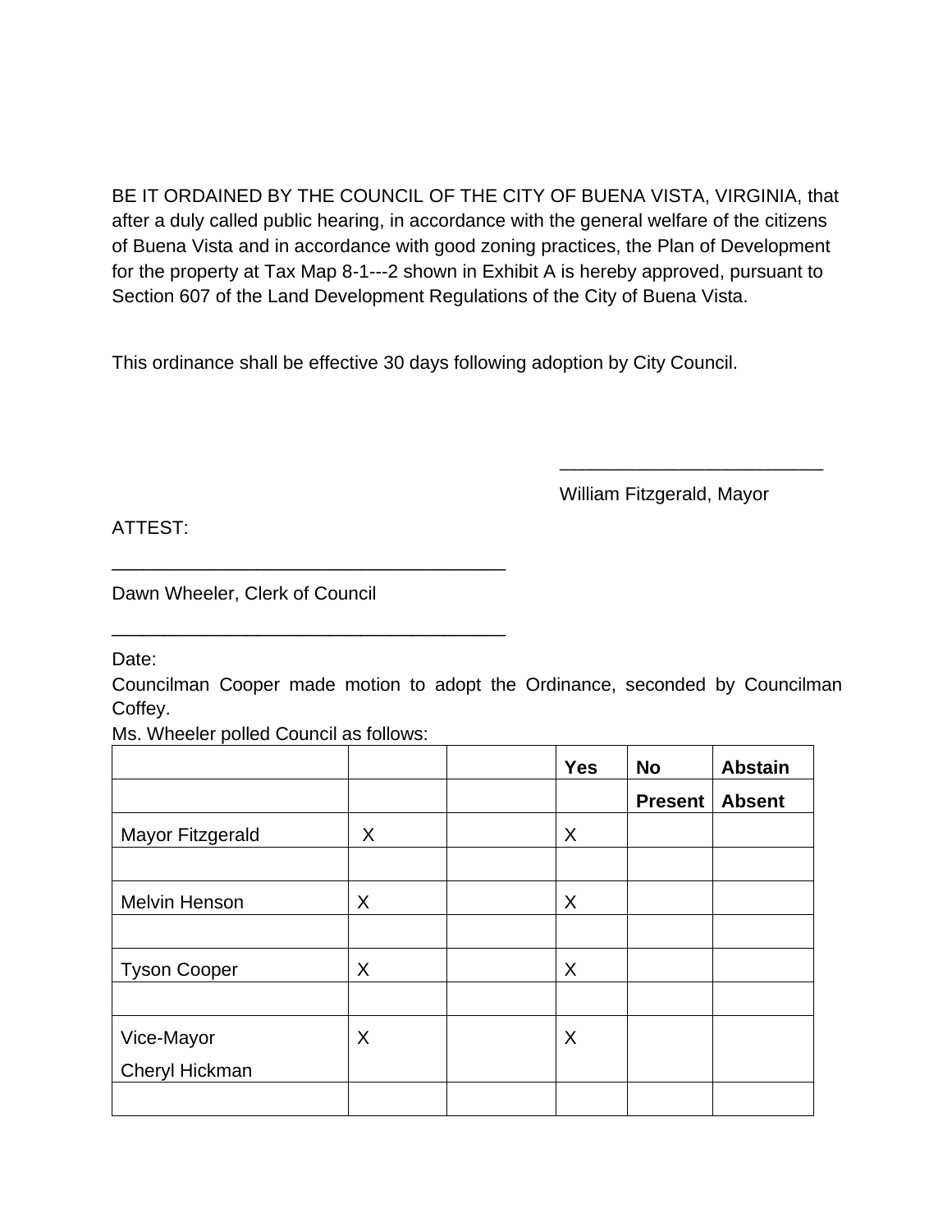BE IT ORDAINED BY THE COUNCIL OF THE CITY OF BUENA VISTA, VIRGINIA, that after a duly called public hearing, in accordance with the general welfare of the citizens of Buena Vista and in accordance with good zoning practices, the Plan of Development for the property at Tax Map 8-1---2 shown in Exhibit A is hereby approved, pursuant to Section 607 of the Land Development Regulations of the City of Buena Vista.

This ordinance shall be effective 30 days following adoption by City Council.

\_\_\_\_\_\_\_\_\_\_\_\_\_\_\_\_\_\_\_\_\_\_\_\_\_\_

William Fitzgerald, Mayor

ATTEST:

\_\_\_\_\_\_\_\_\_\_\_\_\_\_\_\_\_\_\_\_\_\_\_\_\_\_\_\_\_\_\_\_\_\_\_\_\_\_\_

Dawn Wheeler, Clerk of Council

\_\_\_\_\_\_\_\_\_\_\_\_\_\_\_\_\_\_\_\_\_\_\_\_\_\_\_\_\_\_\_\_\_\_\_\_\_\_\_

Date:

Councilman Cooper made motion to adopt the Ordinance, seconded by Councilman Coffey.

Ms. Wheeler polled Council as follows:

| | | | **Yes** | **No** | **Abstain** |
|---|---|---|---|---|---|
| | | | | **Present** | **Absent** |
| Mayor Fitzgerald | X | | X | | |
| | | | | | |
| Melvin Henson | X | | X | | |
| | | | | | |
| Tyson Cooper | X | | X | | |
| | | | | | |
| Vice-Mayor Cheryl Hickman | X | | X | | |
| | | | | | |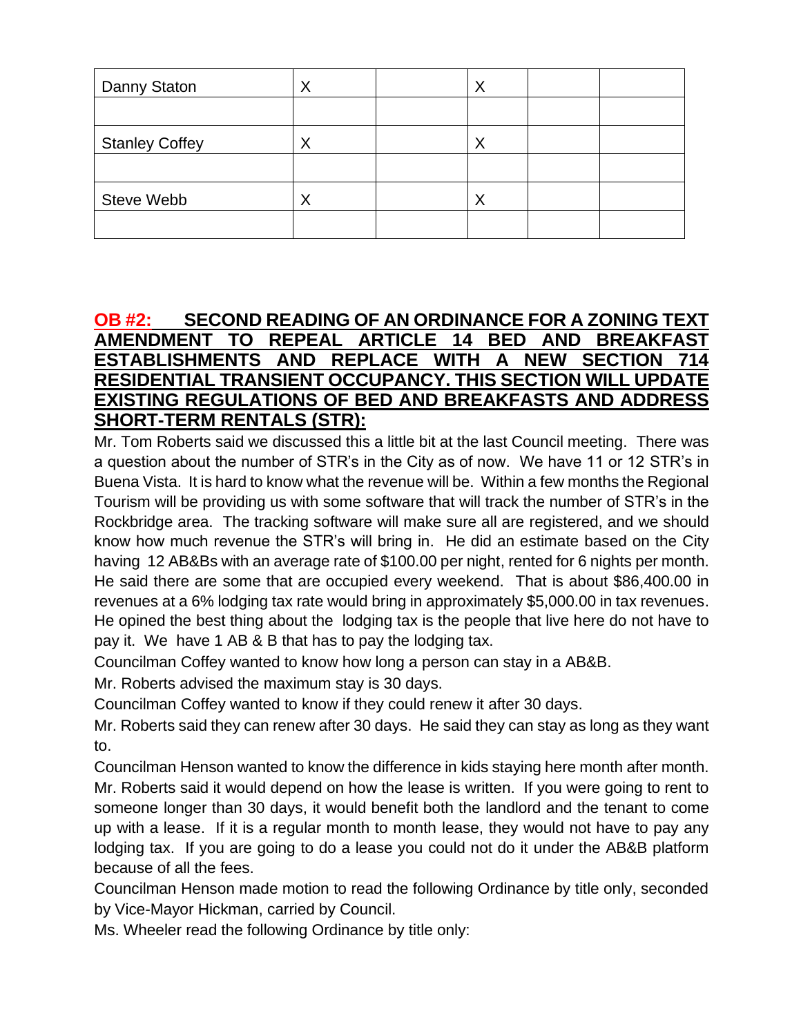| Danny Staton | X | | X | | |
|---|---|---|---|---|---|
| | | | | | |
| Stanley Coffey | X | | X | | |
| | | | | | |
| Steve Webb | X | | X | | |
| | | | | | |

**OB #2: SECOND READING OF AN ORDINANCE FOR A ZONING TEXT AMENDMENT TO REPEAL ARTICLE 14 BED AND BREAKFAST ESTABLISHMENTS AND REPLACE WITH A NEW SECTION 714 RESIDENTIAL TRANSIENT OCCUPANCY. THIS SECTION WILL UPDATE EXISTING REGULATIONS OF BED AND BREAKFASTS AND ADDRESS SHORT-TERM RENTALS (STR):**

Mr. Tom Roberts said we discussed this a little bit at the last Council meeting. There was a question about the number of STR's in the City as of now. We have 11 or 12 STR's in Buena Vista. It is hard to know what the revenue will be. Within a few months the Regional Tourism will be providing us with some software that will track the number of STR's in the Rockbridge area. The tracking software will make sure all are registered, and we should know how much revenue the STR's will bring in. He did an estimate based on the City having 12 AB&Bs with an average rate of $100.00 per night, rented for 6 nights per month. He said there are some that are occupied every weekend. That is about $86,400.00 in revenues at a 6% lodging tax rate would bring in approximately $5,000.00 in tax revenues. He opined the best thing about the lodging tax is the people that live here do not have to pay it. We have 1 AB & B that has to pay the lodging tax.

Councilman Coffey wanted to know how long a person can stay in a AB&B.

Mr. Roberts advised the maximum stay is 30 days.

Councilman Coffey wanted to know if they could renew it after 30 days.

Mr. Roberts said they can renew after 30 days. He said they can stay as long as they want to.

Councilman Henson wanted to know the difference in kids staying here month after month.

Mr. Roberts said it would depend on how the lease is written. If you were going to rent to someone longer than 30 days, it would benefit both the landlord and the tenant to come up with a lease. If it is a regular month to month lease, they would not have to pay any lodging tax. If you are going to do a lease you could not do it under the AB&B platform because of all the fees.

Councilman Henson made motion to read the following Ordinance by title only, seconded by Vice-Mayor Hickman, carried by Council.

Ms. Wheeler read the following Ordinance by title only: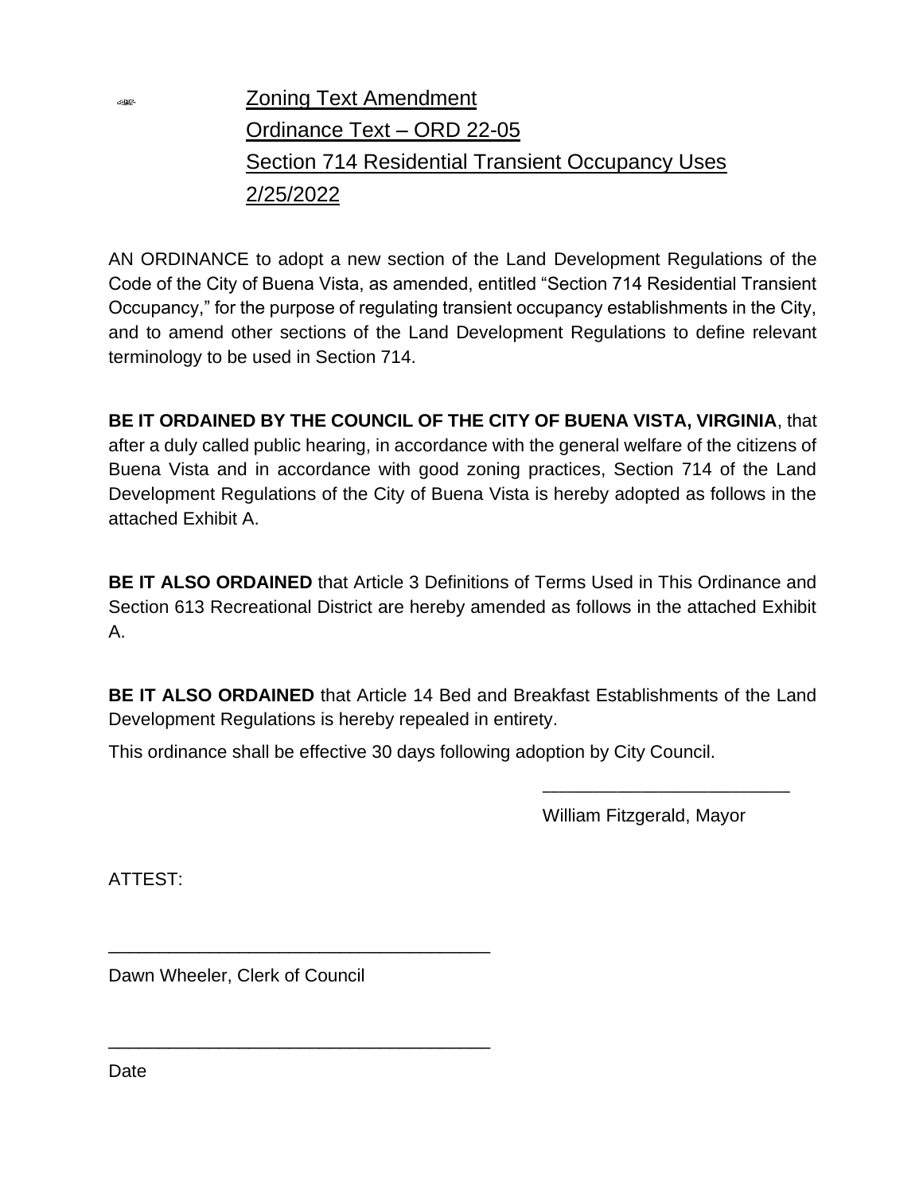# Zoning Text Amendment
# Ordinance Text – ORD 22-05
# Section 714 Residential Transient Occupancy Uses
# 2/25/2022

AN ORDINANCE to adopt a new section of the Land Development Regulations of the Code of the City of Buena Vista, as amended, entitled "Section 714 Residential Transient Occupancy," for the purpose of regulating transient occupancy establishments in the City, and to amend other sections of the Land Development Regulations to define relevant terminology to be used in Section 714.

**BE IT ORDAINED BY THE COUNCIL OF THE CITY OF BUENA VISTA, VIRGINIA**, that after a duly called public hearing, in accordance with the general welfare of the citizens of Buena Vista and in accordance with good zoning practices, Section 714 of the Land Development Regulations of the City of Buena Vista is hereby adopted as follows in the attached Exhibit A.

**BE IT ALSO ORDAINED** that Article 3 Definitions of Terms Used in This Ordinance and Section 613 Recreational District are hereby amended as follows in the attached Exhibit A.

**BE IT ALSO ORDAINED** that Article 14 Bed and Breakfast Establishments of the Land Development Regulations is hereby repealed in entirety.

This ordinance shall be effective 30 days following adoption by City Council.

\_\_\_\_\_\_\_\_\_\_\_\_\_\_\_\_\_\_\_\_\_\_\_\_\_\_

William Fitzgerald, Mayor

ATTEST:

\_\_\_\_\_\_\_\_\_\_\_\_\_\_\_\_\_\_\_\_\_\_\_\_\_\_\_\_\_\_\_\_\_\_\_\_\_\_\_

Dawn Wheeler, Clerk of Council

\_\_\_\_\_\_\_\_\_\_\_\_\_\_\_\_\_\_\_\_\_\_\_\_\_\_\_\_\_\_\_\_\_\_\_\_\_\_\_

Date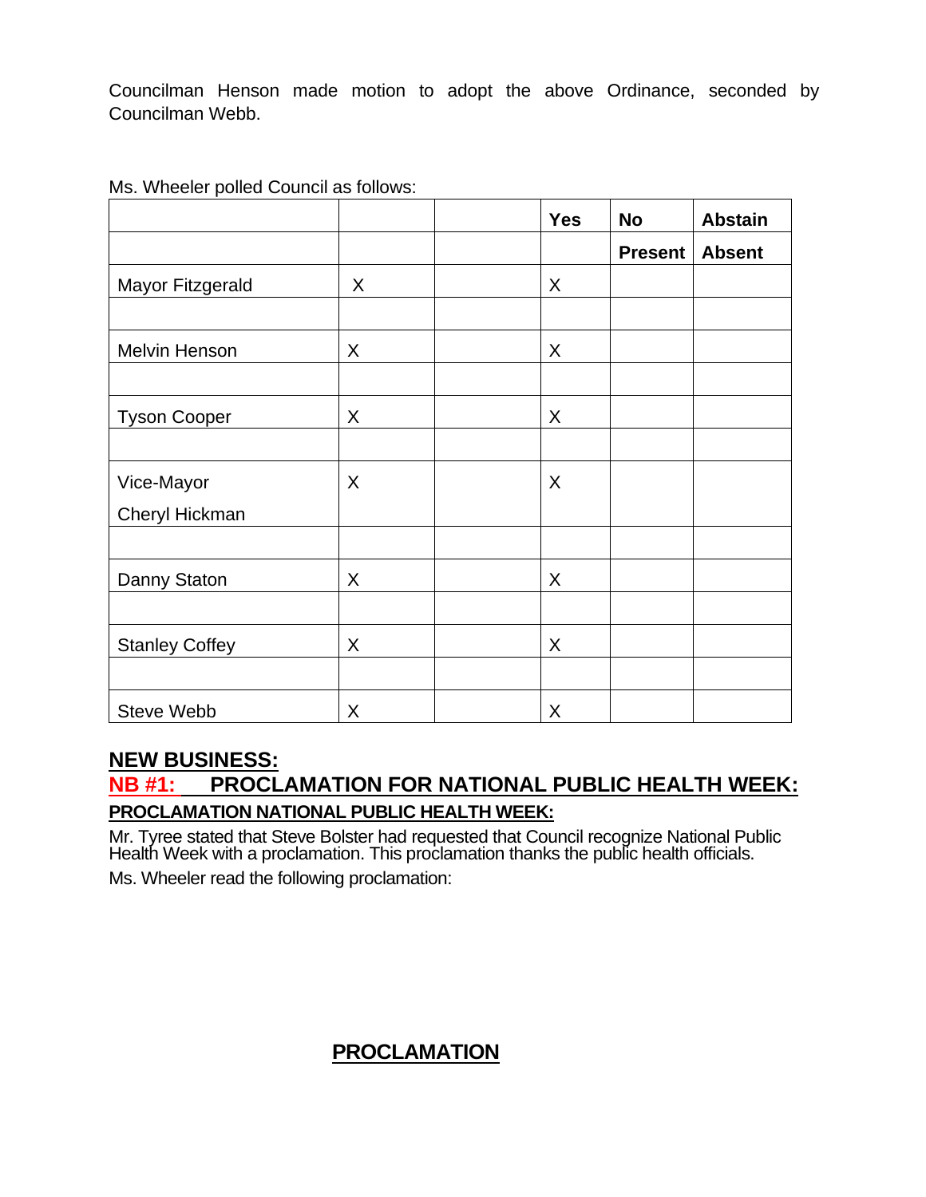Councilman Henson made motion to adopt the above Ordinance, seconded by Councilman Webb.

Ms. Wheeler polled Council as follows:

| | | | Yes | No | Abstain |
|---|---|---|---|---|---|
| | | | | Present | Absent |
| Mayor Fitzgerald | X | | X | | |
| | | | | | |
| Melvin Henson | X | | X | | |
| | | | | | |
| Tyson Cooper | X | | X | | |
| | | | | | |
| Vice-Mayor Cheryl Hickman | X | | X | | |
| | | | | | |
| Danny Staton | X | | X | | |
| | | | | | |
| Stanley Coffey | X | | X | | |
| | | | | | |
| Steve Webb | X | | X | | |

## NEW BUSINESS:

### NB #1: PROCLAMATION FOR NATIONAL PUBLIC HEALTH WEEK:

**PROCLAMATION NATIONAL PUBLIC HEALTH WEEK:**

Mr. Tyree stated that Steve Bolster had requested that Council recognize National Public Health Week with a proclamation. This proclamation thanks the public health officials.

Ms. Wheeler read the following proclamation:

**PROCLAMATION**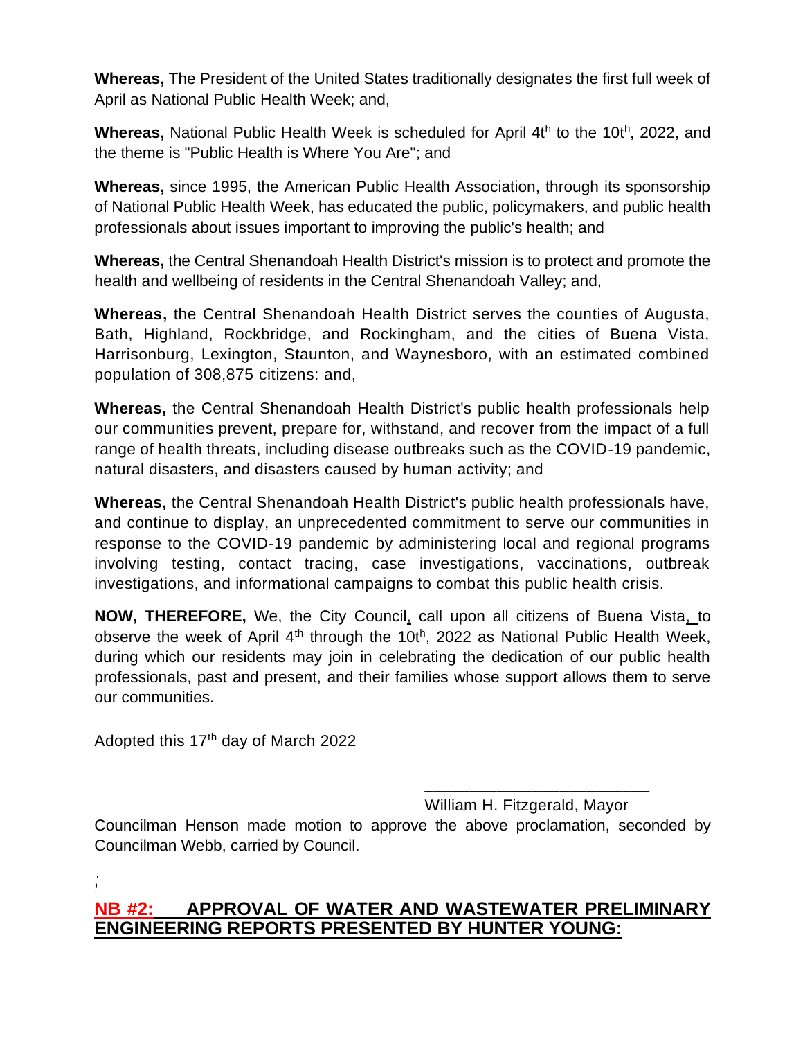**Whereas,** The President of the United States traditionally designates the first full week of April as National Public Health Week; and,

**Whereas,** National Public Health Week is scheduled for April 4th to the 10th, 2022, and the theme is "Public Health is Where You Are"; and

**Whereas,** since 1995, the American Public Health Association, through its sponsorship of National Public Health Week, has educated the public, policymakers, and public health professionals about issues important to improving the public's health; and

**Whereas,** the Central Shenandoah Health District's mission is to protect and promote the health and wellbeing of residents in the Central Shenandoah Valley; and,

**Whereas,** the Central Shenandoah Health District serves the counties of Augusta, Bath, Highland, Rockbridge, and Rockingham, and the cities of Buena Vista, Harrisonburg, Lexington, Staunton, and Waynesboro, with an estimated combined population of 308,875 citizens: and,

**Whereas,** the Central Shenandoah Health District's public health professionals help our communities prevent, prepare for, withstand, and recover from the impact of a full range of health threats, including disease outbreaks such as the COVID-19 pandemic, natural disasters, and disasters caused by human activity; and

**Whereas,** the Central Shenandoah Health District's public health professionals have, and continue to display, an unprecedented commitment to serve our communities in response to the COVID-19 pandemic by administering local and regional programs involving testing, contact tracing, case investigations, vaccinations, outbreak investigations, and informational campaigns to combat this public health crisis.

**NOW, THEREFORE,** We, the City Council, call upon all citizens of Buena Vista, to observe the week of April 4th through the 10th, 2022 as National Public Health Week, during which our residents may join in celebrating the dedication of our public health professionals, past and present, and their families whose support allows them to serve our communities.

Adopted this 17th day of March 2022

\_\_\_\_\_\_\_\_\_\_\_\_\_\_\_\_\_\_\_\_\_\_\_\_\_\_\_\_
William H. Fitzgerald, Mayor

Councilman Henson made motion to approve the above proclamation, seconded by Councilman Webb, carried by Council.

## NB #2: APPROVAL OF WATER AND WASTEWATER PRELIMINARY ENGINEERING REPORTS PRESENTED BY HUNTER YOUNG: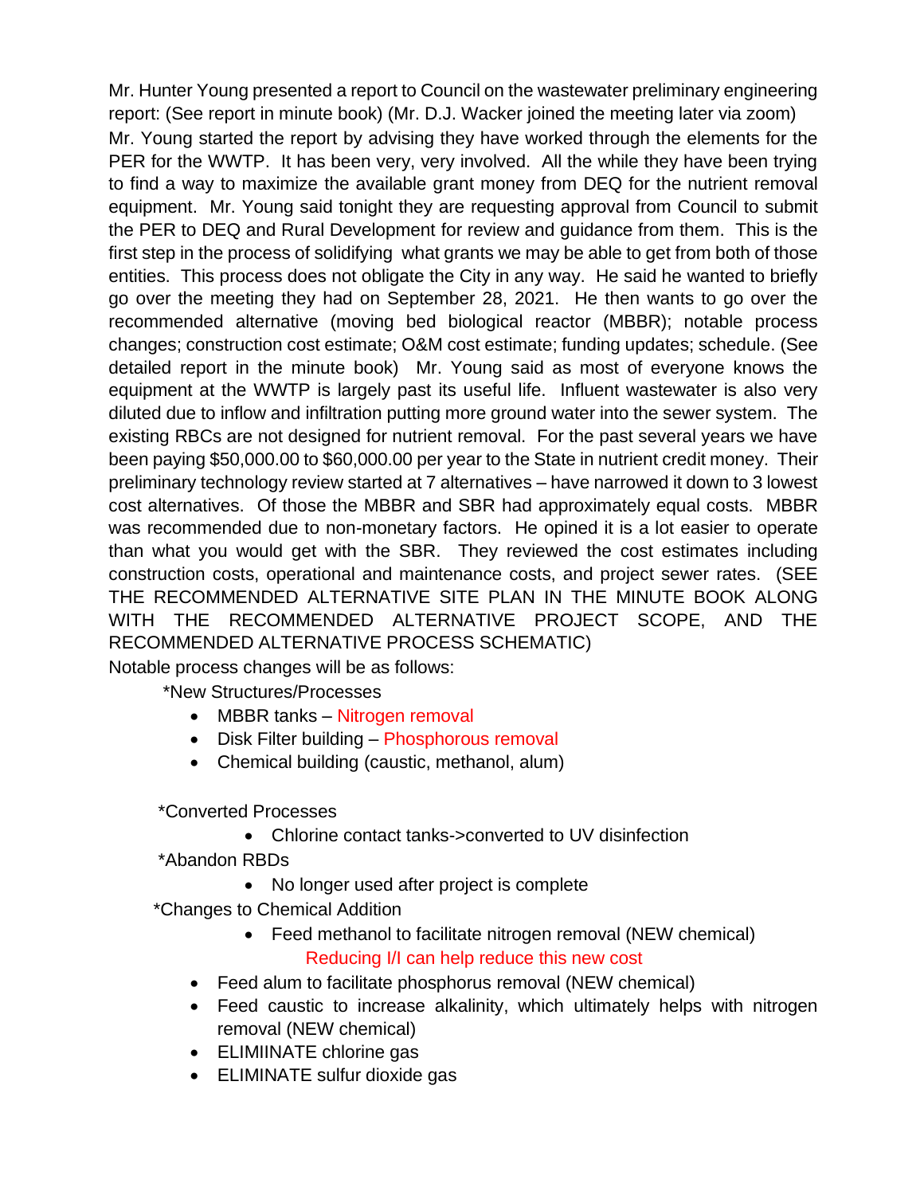Mr. Hunter Young presented a report to Council on the wastewater preliminary engineering report: (See report in minute book) (Mr. D.J. Wacker joined the meeting later via zoom)

Mr. Young started the report by advising they have worked through the elements for the PER for the WWTP. It has been very, very involved. All the while they have been trying to find a way to maximize the available grant money from DEQ for the nutrient removal equipment. Mr. Young said tonight they are requesting approval from Council to submit the PER to DEQ and Rural Development for review and guidance from them. This is the first step in the process of solidifying what grants we may be able to get from both of those entities. This process does not obligate the City in any way. He said he wanted to briefly go over the meeting they had on September 28, 2021. He then wants to go over the recommended alternative (moving bed biological reactor (MBBR); notable process changes; construction cost estimate; O&M cost estimate; funding updates; schedule. (See detailed report in the minute book) Mr. Young said as most of everyone knows the equipment at the WWTP is largely past its useful life. Influent wastewater is also very diluted due to inflow and infiltration putting more ground water into the sewer system. The existing RBCs are not designed for nutrient removal. For the past several years we have been paying $50,000.00 to $60,000.00 per year to the State in nutrient credit money. Their preliminary technology review started at 7 alternatives – have narrowed it down to 3 lowest cost alternatives. Of those the MBBR and SBR had approximately equal costs. MBBR was recommended due to non-monetary factors. He opined it is a lot easier to operate than what you would get with the SBR. They reviewed the cost estimates including construction costs, operational and maintenance costs, and project sewer rates. (SEE THE RECOMMENDED ALTERNATIVE SITE PLAN IN THE MINUTE BOOK ALONG WITH THE RECOMMENDED ALTERNATIVE PROJECT SCOPE, AND THE RECOMMENDED ALTERNATIVE PROCESS SCHEMATIC)

Notable process changes will be as follows:

*New Structures/Processes

- MBBR tanks – Nitrogen removal
- Disk Filter building – Phosphorous removal
- Chemical building (caustic, methanol, alum)

*Converted Processes

- Chlorine contact tanks->converted to UV disinfection

*Abandon RBDs

- No longer used after project is complete

*Changes to Chemical Addition

- Feed methanol to facilitate nitrogen removal (NEW chemical)
  Reducing I/I can help reduce this new cost
- Feed alum to facilitate phosphorus removal (NEW chemical)
- Feed caustic to increase alkalinity, which ultimately helps with nitrogen removal (NEW chemical)
- ELIMIINATE chlorine gas
- ELIMINATE sulfur dioxide gas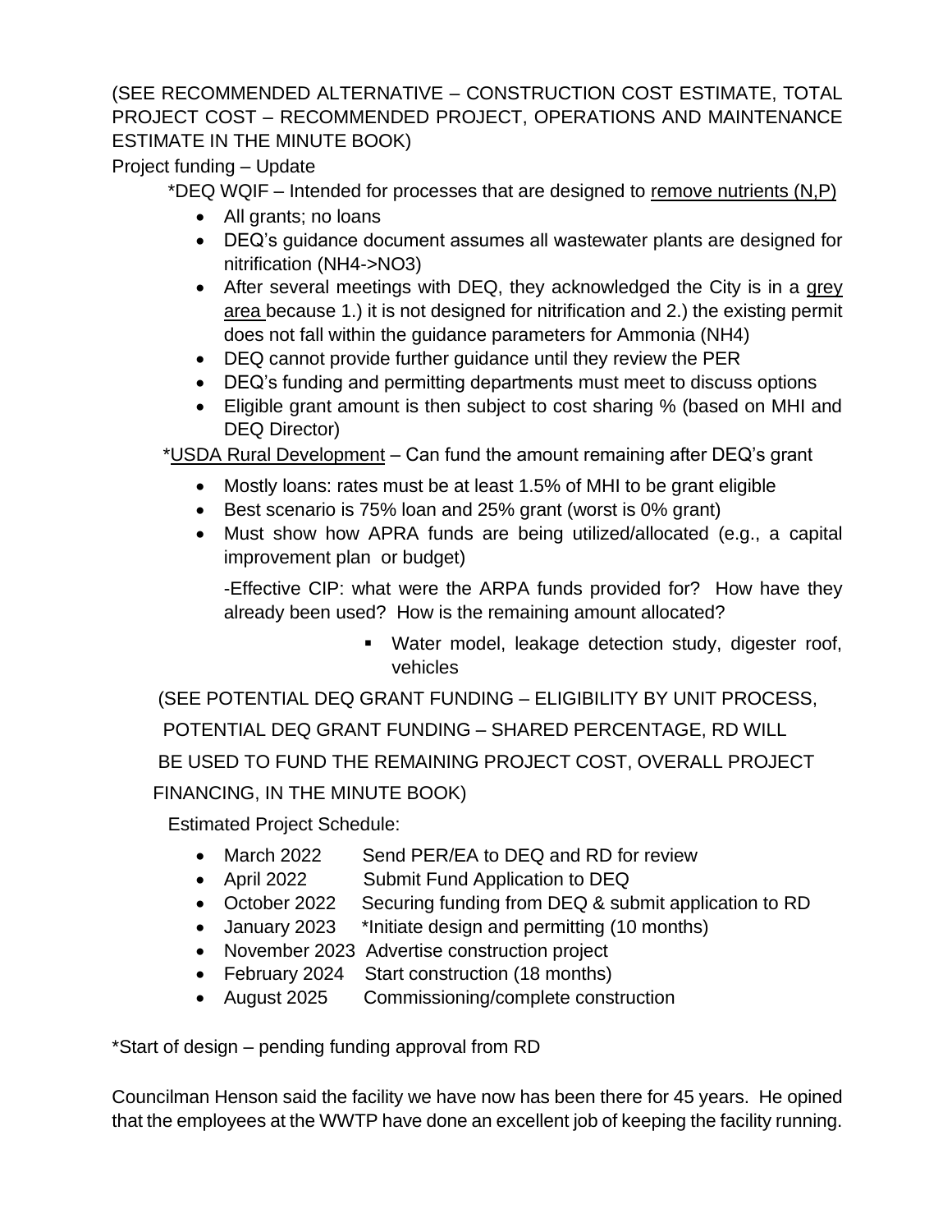(SEE RECOMMENDED ALTERNATIVE – CONSTRUCTION COST ESTIMATE, TOTAL PROJECT COST – RECOMMENDED PROJECT, OPERATIONS AND MAINTENANCE ESTIMATE IN THE MINUTE BOOK)

Project funding – Update

*DEQ WQIF – Intended for processes that are designed to <u>remove nutrients (N,P)</u>

- All grants; no loans
- DEQ's guidance document assumes all wastewater plants are designed for nitrification ($NH_4$->$NO_3$)
- After several meetings with DEQ, they acknowledged the City is in a <u>grey area</u> because 1.) it is not designed for nitrification and 2.) the existing permit does not fall within the guidance parameters for Ammonia ($NH_4$)
- DEQ cannot provide further guidance until they review the PER
- DEQ's funding and permitting departments must meet to discuss options
- Eligible grant amount is then subject to cost sharing % (based on MHI and DEQ Director)

*<u>USDA Rural Development</u> – Can fund the amount remaining after DEQ's grant

- Mostly loans: rates must be at least 1.5% of MHI to be grant eligible
- Best scenario is 75% loan and 25% grant (worst is 0% grant)
- Must show how APRA funds are being utilized/allocated (e.g., a capital improvement plan or budget)

  -Effective CIP: what were the ARPA funds provided for? How have they already been used? How is the remaining amount allocated?

    - Water model, leakage detection study, digester roof, vehicles

(SEE POTENTIAL DEQ GRANT FUNDING – ELIGIBILITY BY UNIT PROCESS, POTENTIAL DEQ GRANT FUNDING – SHARED PERCENTAGE, RD WILL BE USED TO FUND THE REMAINING PROJECT COST, OVERALL PROJECT FINANCING, IN THE MINUTE BOOK)

Estimated Project Schedule:

- March 2022 Send PER/EA to DEQ and RD for review
- April 2022 Submit Fund Application to DEQ
- October 2022 Securing funding from DEQ & submit application to RD
- January 2023 *Initiate design and permitting (10 months)
- November 2023 Advertise construction project
- February 2024 Start construction (18 months)
- August 2025 Commissioning/complete construction

*Start of design – pending funding approval from RD

Councilman Henson said the facility we have now has been there for 45 years. He opined that the employees at the WWTP have done an excellent job of keeping the facility running.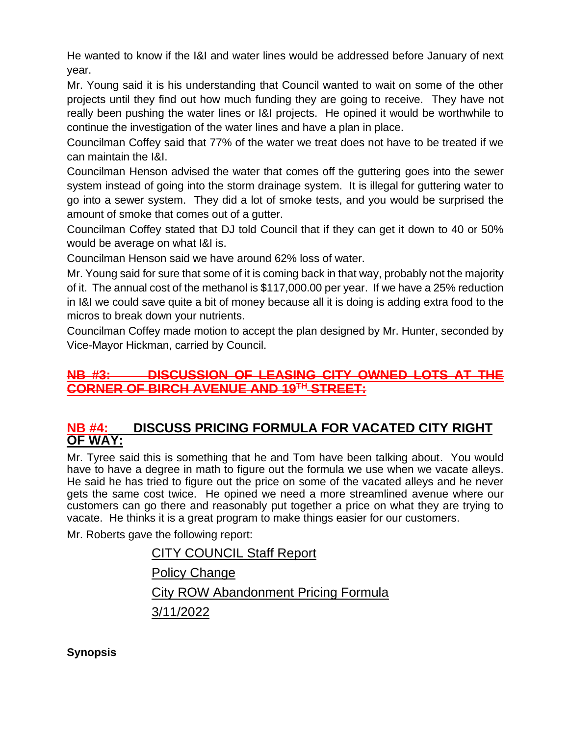He wanted to know if the I&I and water lines would be addressed before January of next year.

Mr. Young said it is his understanding that Council wanted to wait on some of the other projects until they find out how much funding they are going to receive. They have not really been pushing the water lines or I&I projects. He opined it would be worthwhile to continue the investigation of the water lines and have a plan in place.

Councilman Coffey said that 77% of the water we treat does not have to be treated if we can maintain the I&I.

Councilman Henson advised the water that comes off the guttering goes into the sewer system instead of going into the storm drainage system. It is illegal for guttering water to go into a sewer system. They did a lot of smoke tests, and you would be surprised the amount of smoke that comes out of a gutter.

Councilman Coffey stated that DJ told Council that if they can get it down to 40 or 50% would be average on what I&I is.

Councilman Henson said we have around 62% loss of water.

Mr. Young said for sure that some of it is coming back in that way, probably not the majority of it. The annual cost of the methanol is $117,000.00 per year. If we have a 25% reduction in I&I we could save quite a bit of money because all it is doing is adding extra food to the micros to break down your nutrients.

Councilman Coffey made motion to accept the plan designed by Mr. Hunter, seconded by Vice-Mayor Hickman, carried by Council.

## ~~NB #3: DISCUSSION OF LEASING CITY OWNED LOTS AT THE CORNER OF BIRCH AVENUE AND 19TH STREET:~~

## NB #4: DISCUSS PRICING FORMULA FOR VACATED CITY RIGHT OF WAY:

Mr. Tyree said this is something that he and Tom have been talking about. You would have to have a degree in math to figure out the formula we use when we vacate alleys. He said he has tried to figure out the price on some of the vacated alleys and he never gets the same cost twice. He opined we need a more streamlined avenue where our customers can go there and reasonably put together a price on what they are trying to vacate. He thinks it is a great program to make things easier for our customers.

Mr. Roberts gave the following report:

CITY COUNCIL Staff Report

Policy Change

City ROW Abandonment Pricing Formula

3/11/2022

**Synopsis**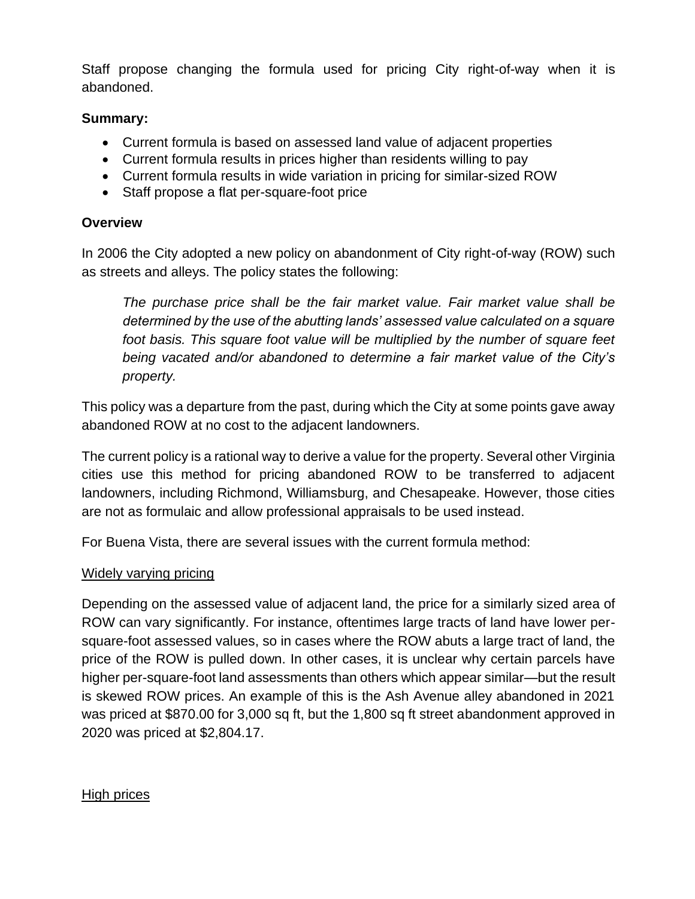Staff propose changing the formula used for pricing City right-of-way when it is abandoned.

**Summary:**

- Current formula is based on assessed land value of adjacent properties
- Current formula results in prices higher than residents willing to pay
- Current formula results in wide variation in pricing for similar-sized ROW
- Staff propose a flat per-square-foot price

**Overview**

In 2006 the City adopted a new policy on abandonment of City right-of-way (ROW) such as streets and alleys. The policy states the following:

> *The purchase price shall be the fair market value. Fair market value shall be determined by the use of the abutting lands' assessed value calculated on a square foot basis. This square foot value will be multiplied by the number of square feet being vacated and/or abandoned to determine a fair market value of the City's property.*

This policy was a departure from the past, during which the City at some points gave away abandoned ROW at no cost to the adjacent landowners.

The current policy is a rational way to derive a value for the property. Several other Virginia cities use this method for pricing abandoned ROW to be transferred to adjacent landowners, including Richmond, Williamsburg, and Chesapeake. However, those cities are not as formulaic and allow professional appraisals to be used instead.

For Buena Vista, there are several issues with the current formula method:

<u>Widely varying pricing</u>

Depending on the assessed value of adjacent land, the price for a similarly sized area of ROW can vary significantly. For instance, oftentimes large tracts of land have lower per-square-foot assessed values, so in cases where the ROW abuts a large tract of land, the price of the ROW is pulled down. In other cases, it is unclear why certain parcels have higher per-square-foot land assessments than others which appear similar—but the result is skewed ROW prices. An example of this is the Ash Avenue alley abandoned in 2021 was priced at $870.00 for 3,000 sq ft, but the 1,800 sq ft street abandonment approved in 2020 was priced at $2,804.17.

<u>High prices</u>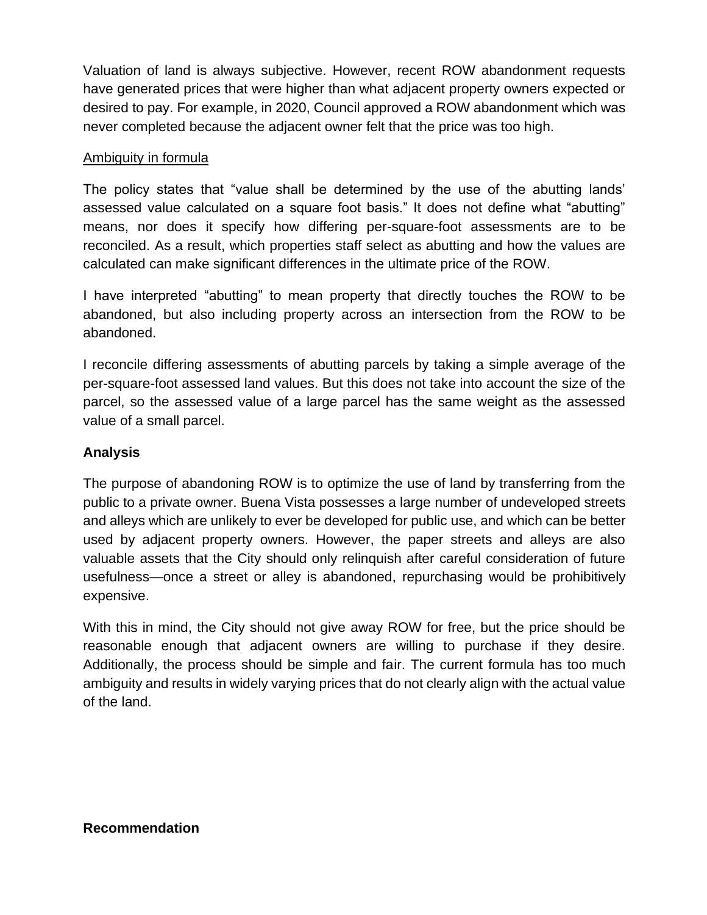Valuation of land is always subjective. However, recent ROW abandonment requests have generated prices that were higher than what adjacent property owners expected or desired to pay. For example, in 2020, Council approved a ROW abandonment which was never completed because the adjacent owner felt that the price was too high.

<u>Ambiguity in formula</u>

The policy states that "value shall be determined by the use of the abutting lands' assessed value calculated on a square foot basis." It does not define what "abutting" means, nor does it specify how differing per-square-foot assessments are to be reconciled. As a result, which properties staff select as abutting and how the values are calculated can make significant differences in the ultimate price of the ROW.

I have interpreted "abutting" to mean property that directly touches the ROW to be abandoned, but also including property across an intersection from the ROW to be abandoned.

I reconcile differing assessments of abutting parcels by taking a simple average of the per-square-foot assessed land values. But this does not take into account the size of the parcel, so the assessed value of a large parcel has the same weight as the assessed value of a small parcel.

**Analysis**

The purpose of abandoning ROW is to optimize the use of land by transferring from the public to a private owner. Buena Vista possesses a large number of undeveloped streets and alleys which are unlikely to ever be developed for public use, and which can be better used by adjacent property owners. However, the paper streets and alleys are also valuable assets that the City should only relinquish after careful consideration of future usefulness—once a street or alley is abandoned, repurchasing would be prohibitively expensive.

With this in mind, the City should not give away ROW for free, but the price should be reasonable enough that adjacent owners are willing to purchase if they desire. Additionally, the process should be simple and fair. The current formula has too much ambiguity and results in widely varying prices that do not clearly align with the actual value of the land.

**Recommendation**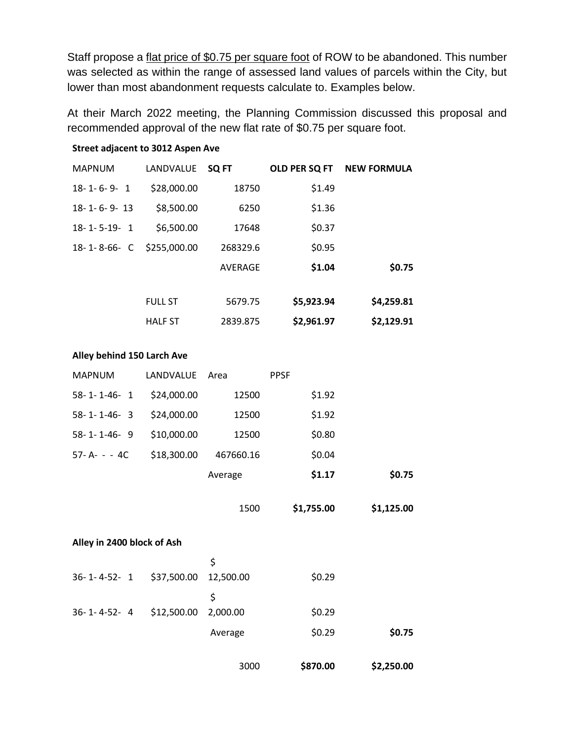Staff propose a <u>flat price of $0.75 per square foot</u> of ROW to be abandoned. This number was selected as within the range of assessed land values of parcels within the City, but lower than most abandonment requests calculate to. Examples below.

At their March 2022 meeting, the Planning Commission discussed this proposal and recommended approval of the new flat rate of $0.75 per square foot.

**Street adjacent to 3012 Aspen Ave**

| MAPNUM | LANDVALUE | SQ FT | OLD PER SQ FT | NEW FORMULA |
|---|---|---|---|---|
| 18- 1- 6- 9- 1 | $28,000.00 | 18750 | $1.49 | |
| 18- 1- 6- 9- 13 | $8,500.00 | 6250 | $1.36 | |
| 18- 1- 5-19- 1 | $6,500.00 | 17648 | $0.37 | |
| 18- 1- 8-66- C | $255,000.00 | 268329.6 | $0.95 | |
| | | AVERAGE | **$1.04** | **$0.75** |
| | FULL ST | 5679.75 | **$5,923.94** | **$4,259.81** |
| | HALF ST | 2839.875 | **$2,961.97** | **$2,129.91** |

**Alley behind 150 Larch Ave**

| MAPNUM | LANDVALUE | Area | PPSF | |
|---|---|---|---|---|
| 58- 1- 1-46- 1 | $24,000.00 | 12500 | $1.92 | |
| 58- 1- 1-46- 3 | $24,000.00 | 12500 | $1.92 | |
| 58- 1- 1-46- 9 | $10,000.00 | 12500 | $0.80 | |
| 57- A- - - 4C | $18,300.00 | 467660.16 | $0.04 | |
| | | Average | **$1.17** | **$0.75** |
| | | 1500 | **$1,755.00** | **$1,125.00** |

**Alley in 2400 block of Ash**

| | | | | |
|---|---|---|---|---|
| 36- 1- 4-52- 1 | $37,500.00 | $ 12,500.00 | $0.29 | |
| 36- 1- 4-52- 4 | $12,500.00 | $ 2,000.00 | $0.29 | |
| | | Average | $0.29 | **$0.75** |
| | | 3000 | **$870.00** | **$2,250.00** |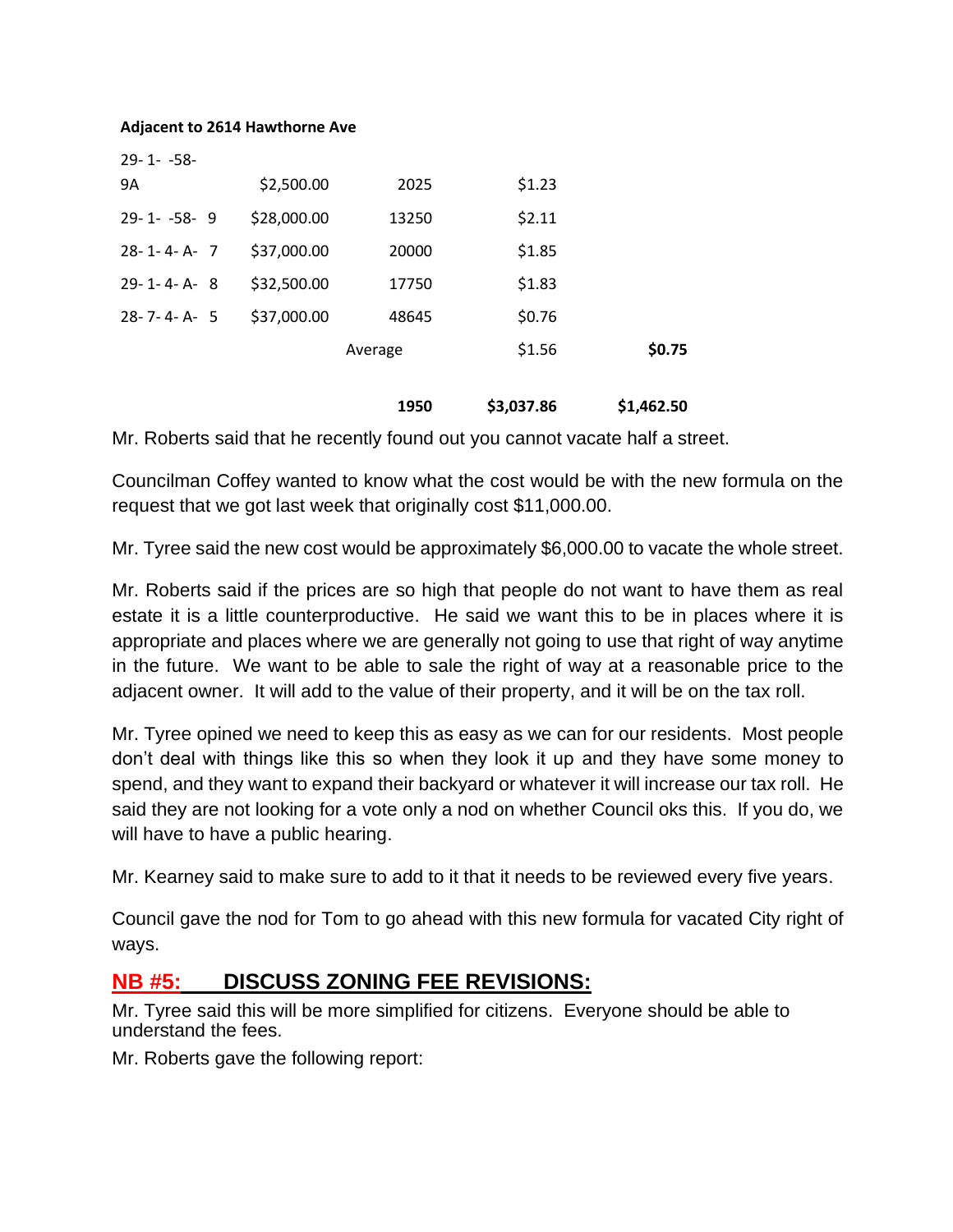**Adjacent to 2614 Hawthorne Ave**

| | | | | |
|---|---|---|---|---|
| 29- 1- -58- 9A | $2,500.00 | 2025 | $1.23 | |
| 29- 1- -58- 9 | $28,000.00 | 13250 | $2.11 | |
| 28- 1- 4- A- 7 | $37,000.00 | 20000 | $1.85 | |
| 29- 1- 4- A- 8 | $32,500.00 | 17750 | $1.83 | |
| 28- 7- 4- A- 5 | $37,000.00 | 48645 | $0.76 | |
| | | Average | $1.56 | **$0.75** |
| | | **1950** | **$3,037.86** | **$1,462.50** |

Mr. Roberts said that he recently found out you cannot vacate half a street.

Councilman Coffey wanted to know what the cost would be with the new formula on the request that we got last week that originally cost $11,000.00.

Mr. Tyree said the new cost would be approximately $6,000.00 to vacate the whole street.

Mr. Roberts said if the prices are so high that people do not want to have them as real estate it is a little counterproductive. He said we want this to be in places where it is appropriate and places where we are generally not going to use that right of way anytime in the future. We want to be able to sale the right of way at a reasonable price to the adjacent owner. It will add to the value of their property, and it will be on the tax roll.

Mr. Tyree opined we need to keep this as easy as we can for our residents. Most people don't deal with things like this so when they look it up and they have some money to spend, and they want to expand their backyard or whatever it will increase our tax roll. He said they are not looking for a vote only a nod on whether Council oks this. If you do, we will have to have a public hearing.

Mr. Kearney said to make sure to add to it that it needs to be reviewed every five years.

Council gave the nod for Tom to go ahead with this new formula for vacated City right of ways.

## NB #5: DISCUSS ZONING FEE REVISIONS:

Mr. Tyree said this will be more simplified for citizens. Everyone should be able to understand the fees.

Mr. Roberts gave the following report: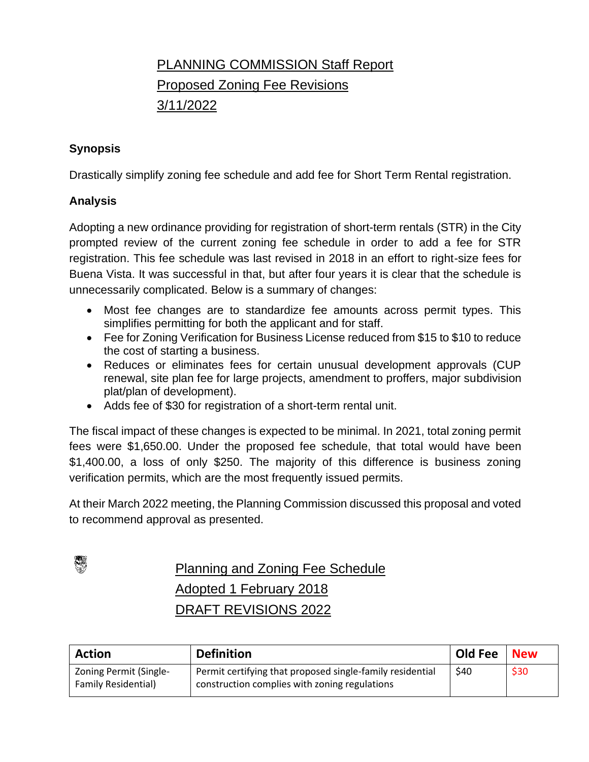# PLANNING COMMISSION Staff Report

# Proposed Zoning Fee Revisions

# 3/11/2022

**Synopsis**

Drastically simplify zoning fee schedule and add fee for Short Term Rental registration.

**Analysis**

Adopting a new ordinance providing for registration of short-term rentals (STR) in the City prompted review of the current zoning fee schedule in order to add a fee for STR registration. This fee schedule was last revised in 2018 in an effort to right-size fees for Buena Vista. It was successful in that, but after four years it is clear that the schedule is unnecessarily complicated. Below is a summary of changes:

- Most fee changes are to standardize fee amounts across permit types. This simplifies permitting for both the applicant and for staff.
- Fee for Zoning Verification for Business License reduced from $15 to $10 to reduce the cost of starting a business.
- Reduces or eliminates fees for certain unusual development approvals (CUP renewal, site plan fee for large projects, amendment to proffers, major subdivision plat/plan of development).
- Adds fee of $30 for registration of a short-term rental unit.

The fiscal impact of these changes is expected to be minimal. In 2021, total zoning permit fees were $1,650.00. Under the proposed fee schedule, that total would have been $1,400.00, a loss of only $250. The majority of this difference is business zoning verification permits, which are the most frequently issued permits.

At their March 2022 meeting, the Planning Commission discussed this proposal and voted to recommend approval as presented.

## Planning and Zoning Fee Schedule

## Adopted 1 February 2018

## DRAFT REVISIONS 2022

| Action | Definition | Old Fee | New |
|---|---|---|---|
| Zoning Permit (Single-Family Residential) | Permit certifying that proposed single-family residential construction complies with zoning regulations | $40 | $30 |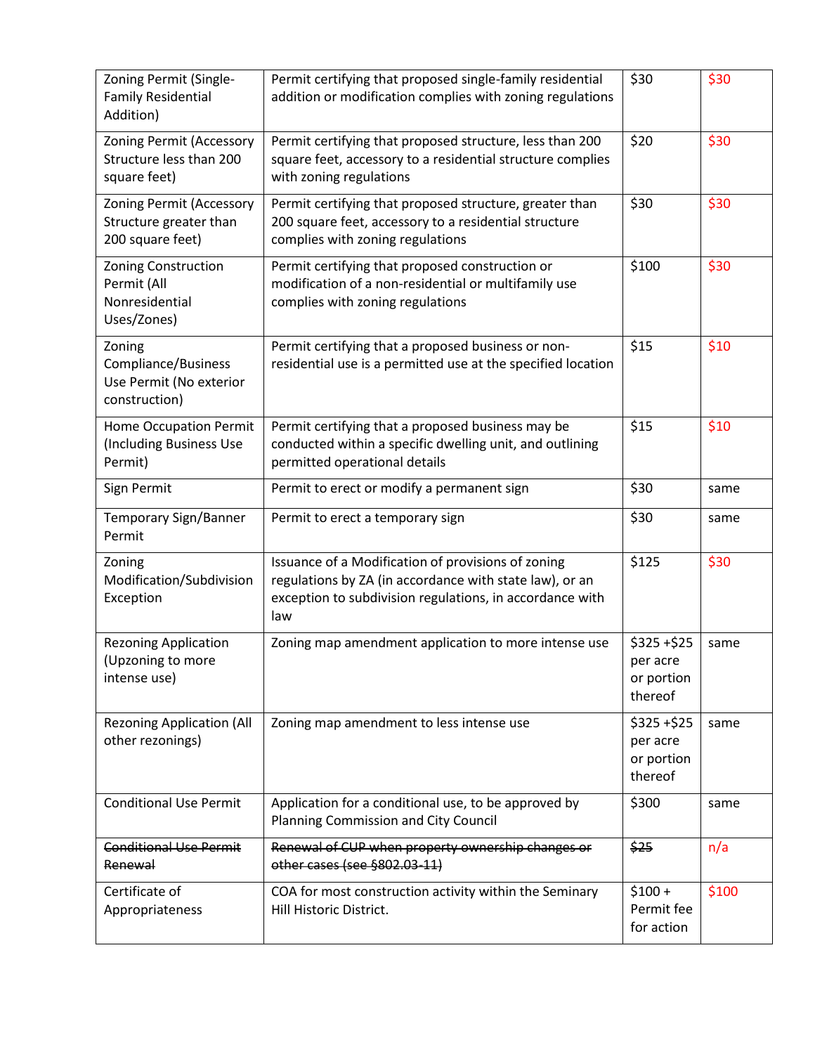| Zoning Permit (Single-Family Residential Addition) | Permit certifying that proposed single-family residential addition or modification complies with zoning regulations | $30 | $30 |
|---|---|---|---|
| Zoning Permit (Accessory Structure less than 200 square feet) | Permit certifying that proposed structure, less than 200 square feet, accessory to a residential structure complies with zoning regulations | $20 | $30 |
| Zoning Permit (Accessory Structure greater than 200 square feet) | Permit certifying that proposed structure, greater than 200 square feet, accessory to a residential structure complies with zoning regulations | $30 | $30 |
| Zoning Construction Permit (All Nonresidential Uses/Zones) | Permit certifying that proposed construction or modification of a non-residential or multifamily use complies with zoning regulations | $100 | $30 |
| Zoning Compliance/Business Use Permit (No exterior construction) | Permit certifying that a proposed business or non-residential use is a permitted use at the specified location | $15 | $10 |
| Home Occupation Permit (Including Business Use Permit) | Permit certifying that a proposed business may be conducted within a specific dwelling unit, and outlining permitted operational details | $15 | $10 |
| Sign Permit | Permit to erect or modify a permanent sign | $30 | same |
| Temporary Sign/Banner Permit | Permit to erect a temporary sign | $30 | same |
| Zoning Modification/Subdivision Exception | Issuance of a Modification of provisions of zoning regulations by ZA (in accordance with state law), or an exception to subdivision regulations, in accordance with law | $125 | $30 |
| Rezoning Application (Upzoning to more intense use) | Zoning map amendment application to more intense use | $325 +$25 per acre or portion thereof | same |
| Rezoning Application (All other rezonings) | Zoning map amendment to less intense use | $325 +$25 per acre or portion thereof | same |
| Conditional Use Permit | Application for a conditional use, to be approved by Planning Commission and City Council | $300 | same |
| ~~Conditional Use Permit Renewal~~ | ~~Renewal of CUP when property ownership changes or other cases (see §802.03-11)~~ | ~~$25~~ | n/a |
| Certificate of Appropriateness | COA for most construction activity within the Seminary Hill Historic District. | $100 + Permit fee for action | $100 |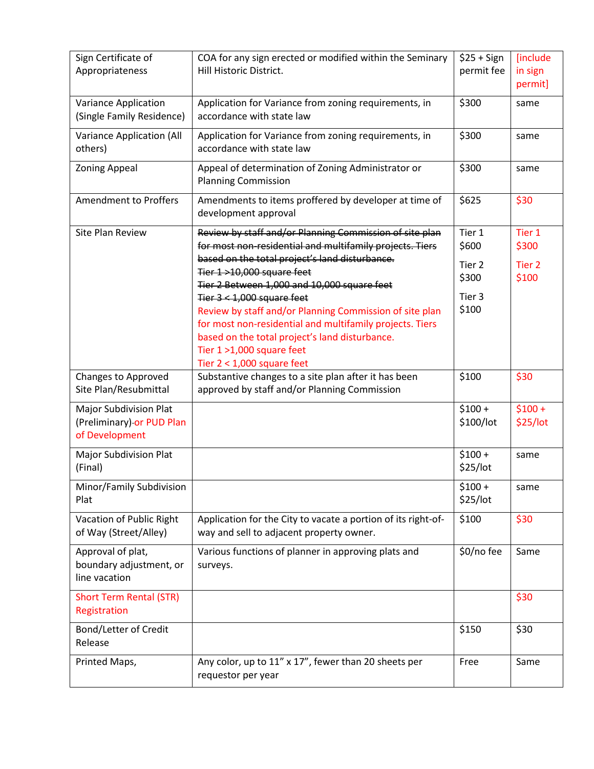| Sign Certificate of Appropriateness | COA for any sign erected or modified within the Seminary Hill Historic District. | $25 + Sign permit fee | [include in sign permit] |
|---|---|---|---|
| Variance Application (Single Family Residence) | Application for Variance from zoning requirements, in accordance with state law | $300 | same |
| Variance Application (All others) | Application for Variance from zoning requirements, in accordance with state law | $300 | same |
| Zoning Appeal | Appeal of determination of Zoning Administrator or Planning Commission | $300 | same |
| Amendment to Proffers | Amendments to items proffered by developer at time of development approval | $625 | $30 |
| Site Plan Review | ~~Review by staff and/or Planning Commission of site plan for most non-residential and multifamily projects. Tiers based on the total project's land disturbance.~~ ~~Tier 1 >10,000 square feet~~ ~~Tier 2 Between 1,000 and 10,000 square feet~~ ~~Tier 3 < 1,000 square feet~~ Review by staff and/or Planning Commission of site plan for most non-residential and multifamily projects. Tiers based on the total project's land disturbance. Tier 1 >1,000 square feet Tier 2 < 1,000 square feet | Tier 1 $600 Tier 2 $300 Tier 3 $100 | Tier 1 $300 Tier 2 $100 |
| Changes to Approved Site Plan/Resubmittal | Substantive changes to a site plan after it has been approved by staff and/or Planning Commission | $100 | $30 |
| Major Subdivision Plat (Preliminary) or PUD Plan of Development | | $100 + $100/lot | $100 + $25/lot |
| Major Subdivision Plat (Final) | | $100 + $25/lot | same |
| Minor/Family Subdivision Plat | | $100 + $25/lot | same |
| Vacation of Public Right of Way (Street/Alley) | Application for the City to vacate a portion of its right-of-way and sell to adjacent property owner. | $100 | $30 |
| Approval of plat, boundary adjustment, or line vacation | Various functions of planner in approving plats and surveys. | $0/no fee | Same |
| Short Term Rental (STR) Registration | | | $30 |
| Bond/Letter of Credit Release | | $150 | $30 |
| Printed Maps, | Any color, up to 11" x 17", fewer than 20 sheets per requestor per year | Free | Same |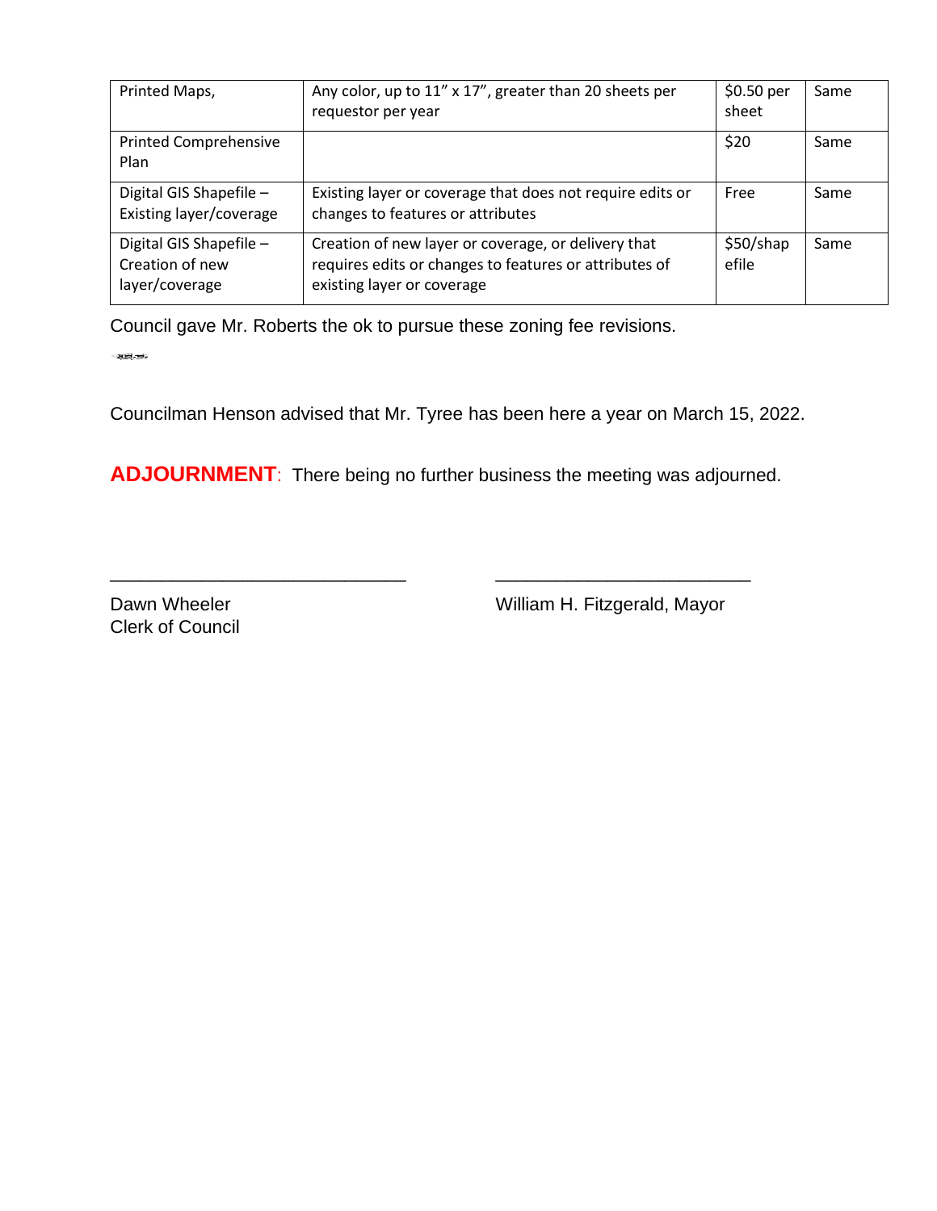| | | | |
|---|---|---|---|
| Printed Maps, | Any color, up to 11" x 17", greater than 20 sheets per requestor per year | $0.50 per sheet | Same |
| Printed Comprehensive Plan | | $20 | Same |
| Digital GIS Shapefile – Existing layer/coverage | Existing layer or coverage that does not require edits or changes to features or attributes | Free | Same |
| Digital GIS Shapefile – Creation of new layer/coverage | Creation of new layer or coverage, or delivery that requires edits or changes to features or attributes of existing layer or coverage | $50/shapefile | Same |

Council gave Mr. Roberts the ok to pursue these zoning fee revisions.

Councilman Henson advised that Mr. Tyree has been here a year on March 15, 2022.

**ADJOURNMENT**: There being no further business the meeting was adjourned.

\_\_\_\_\_\_\_\_\_\_\_\_\_\_\_\_\_\_\_\_\_\_\_\_\_\_\_\_\_\_ \_\_\_\_\_\_\_\_\_\_\_\_\_\_\_\_\_\_\_\_\_\_\_\_\_\_

Dawn Wheeler
Clerk of Council

William H. Fitzgerald, Mayor